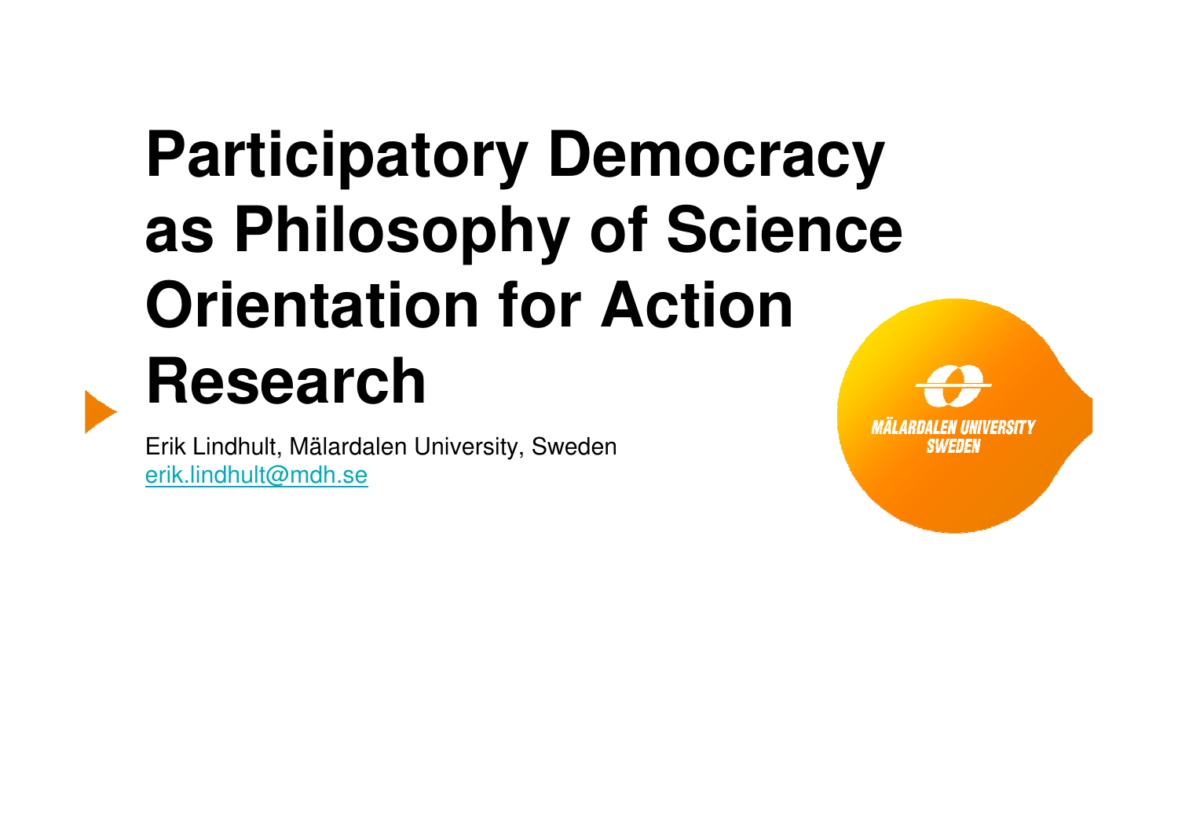# Participatory Democracy as Philosophy of Science Orientation for Action Research

Erik Lindhult, Mälardalen University, Sweden
erik.lindhult@mdh.se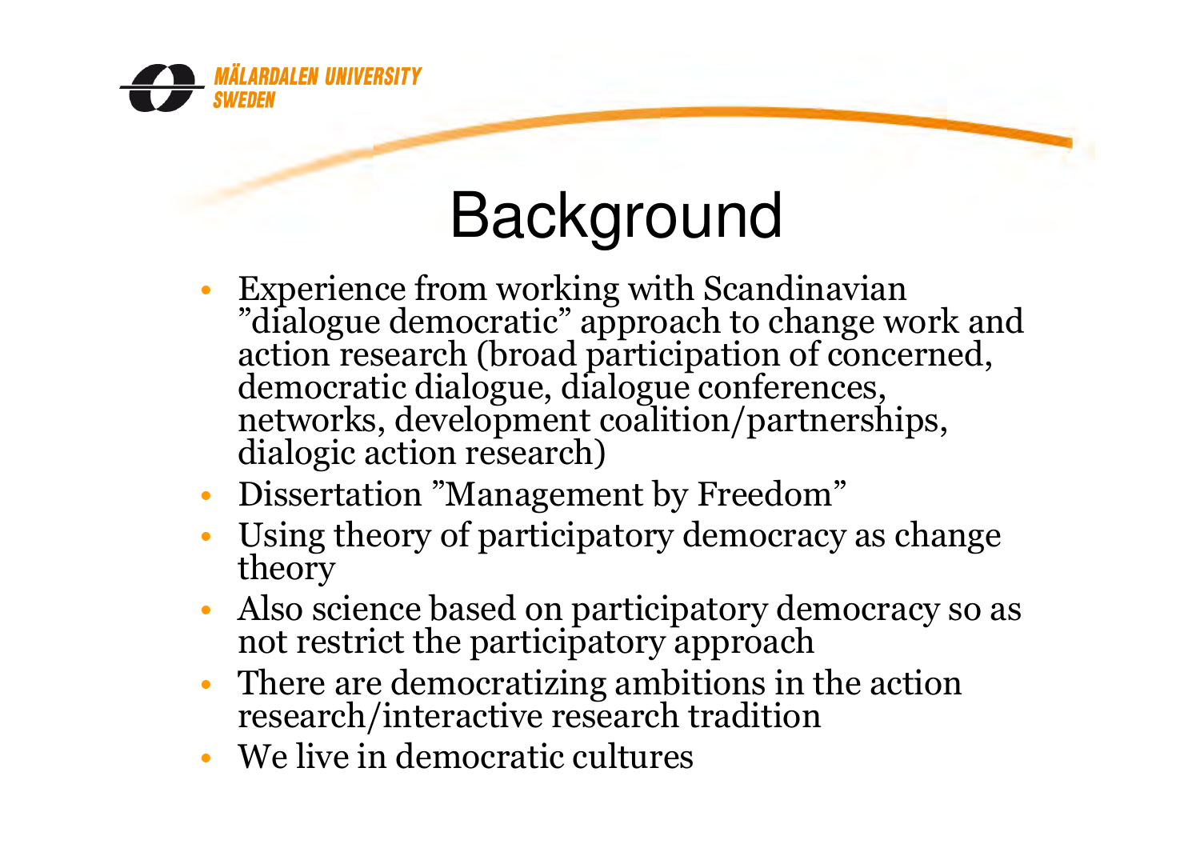# Background

- Experience from working with Scandinavian ”dialogue democratic” approach to change work and action research (broad participation of concerned, democratic dialogue, dialogue conferences, networks, development coalition/partnerships, dialogic action research)
- Dissertation ”Management by Freedom”
- Using theory of participatory democracy as change theory
- Also science based on participatory democracy so as not restrict the participatory approach
- There are democratizing ambitions in the action research/interactive research tradition
- We live in democratic cultures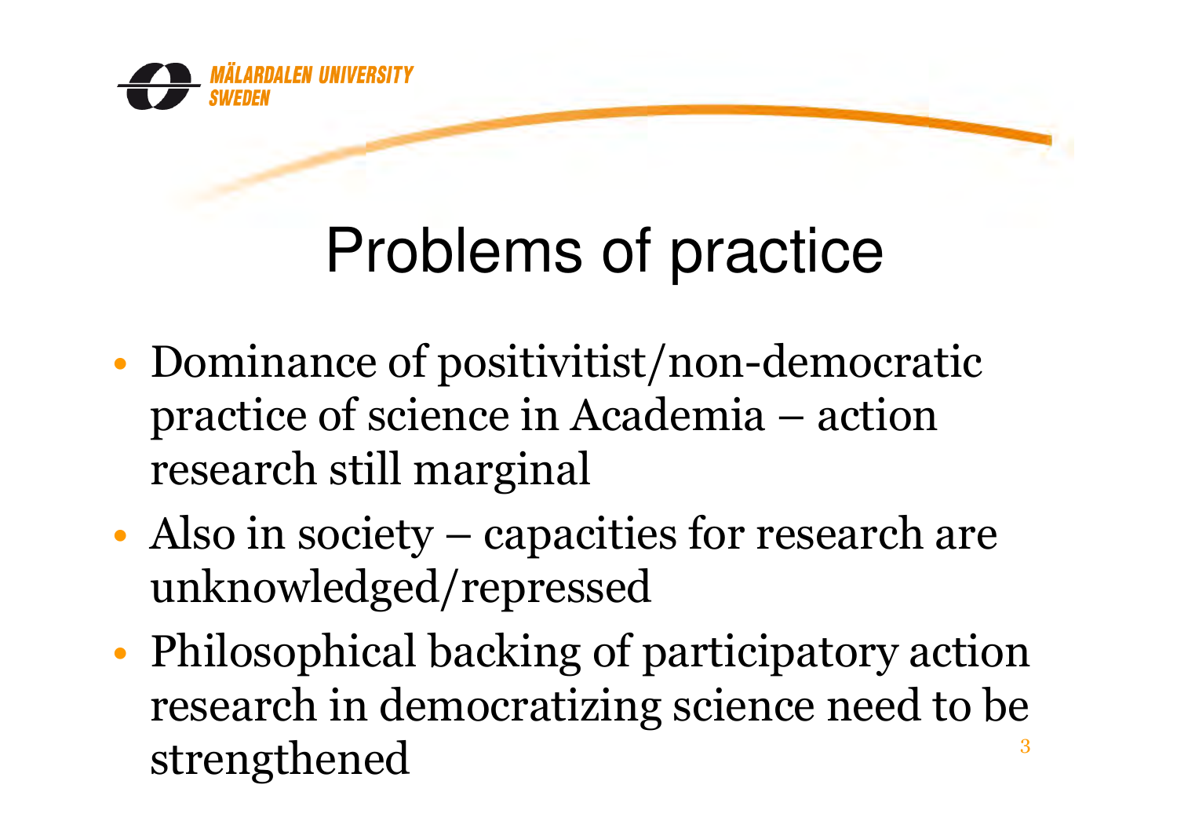# Problems of practice

- Dominance of positivitist/non-democratic practice of science in Academia – action research still marginal
- Also in society – capacities for research are unknowledged/repressed
- Philosophical backing of participatory action research in democratizing science need to be strengthened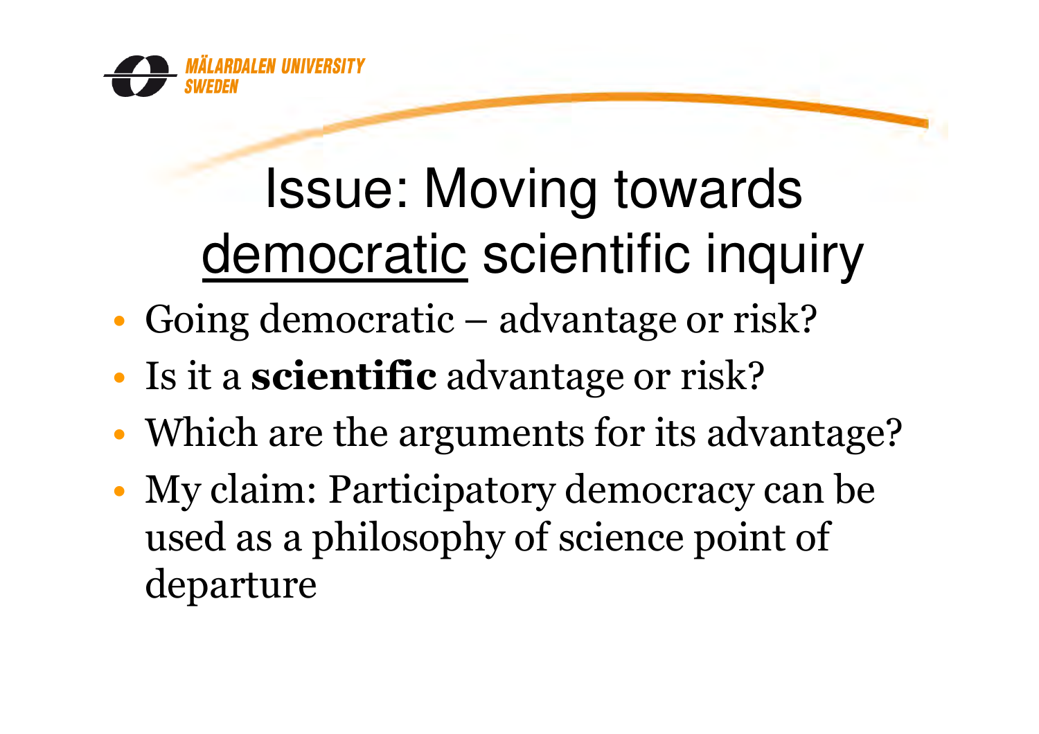# Issue: Moving towards <u>democratic</u> scientific inquiry

- Going democratic – advantage or risk?
- Is it a **scientific** advantage or risk?
- Which are the arguments for its advantage?
- My claim: Participatory democracy can be used as a philosophy of science point of departure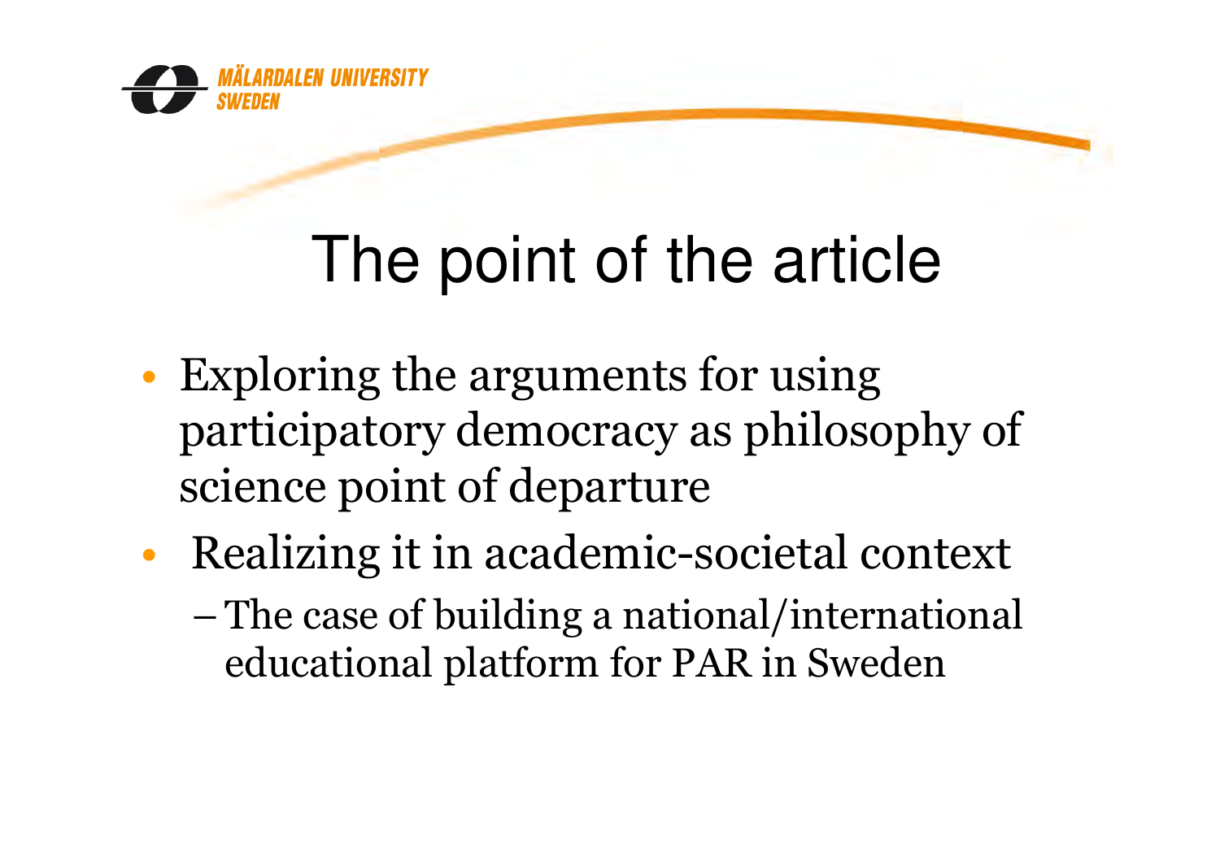# The point of the article

- Exploring the arguments for using participatory democracy as philosophy of science point of departure
- Realizing it in academic-societal context
  - The case of building a national/international educational platform for PAR in Sweden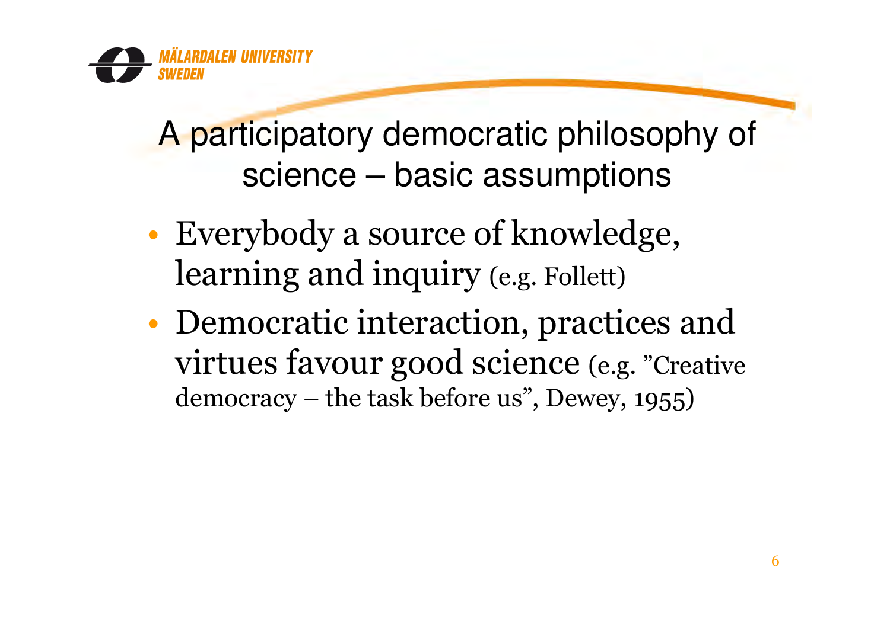# A participatory democratic philosophy of science – basic assumptions

- Everybody a source of knowledge, learning and inquiry (e.g. Follett)
- Democratic interaction, practices and virtues favour good science (e.g. ”Creative democracy – the task before us”, Dewey, 1955)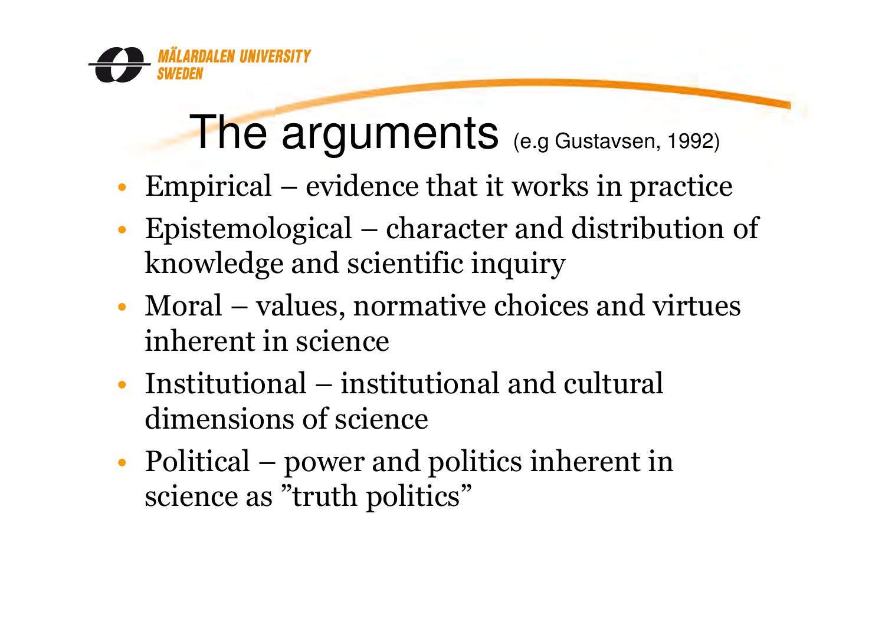# The arguments (e.g Gustavsen, 1992)

- Empirical – evidence that it works in practice
- Epistemological – character and distribution of knowledge and scientific inquiry
- Moral – values, normative choices and virtues inherent in science
- Institutional – institutional and cultural dimensions of science
- Political – power and politics inherent in science as ”truth politics”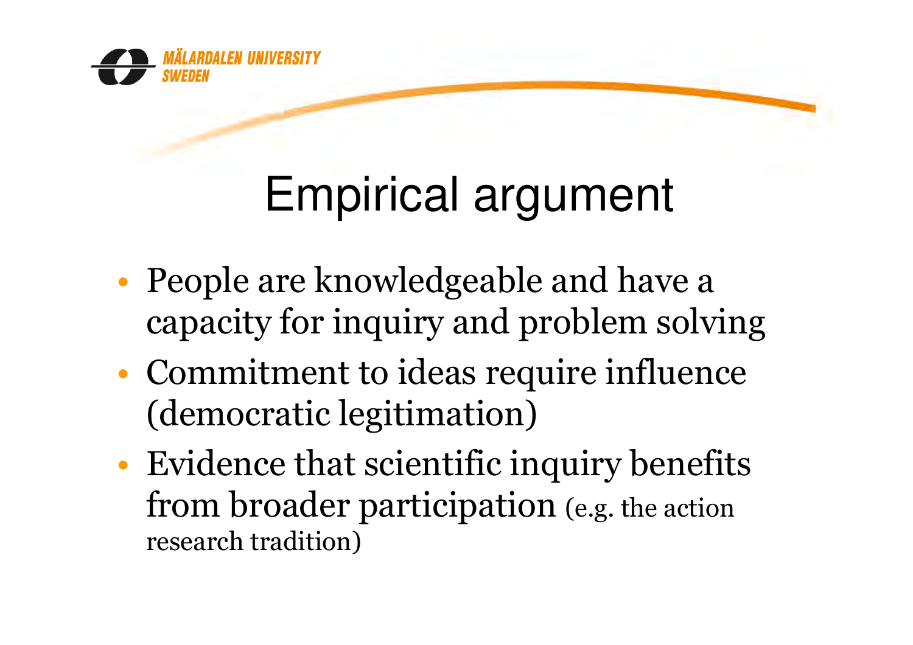# Empirical argument

- People are knowledgeable and have a capacity for inquiry and problem solving
- Commitment to ideas require influence (democratic legitimation)
- Evidence that scientific inquiry benefits from broader participation (e.g. the action research tradition)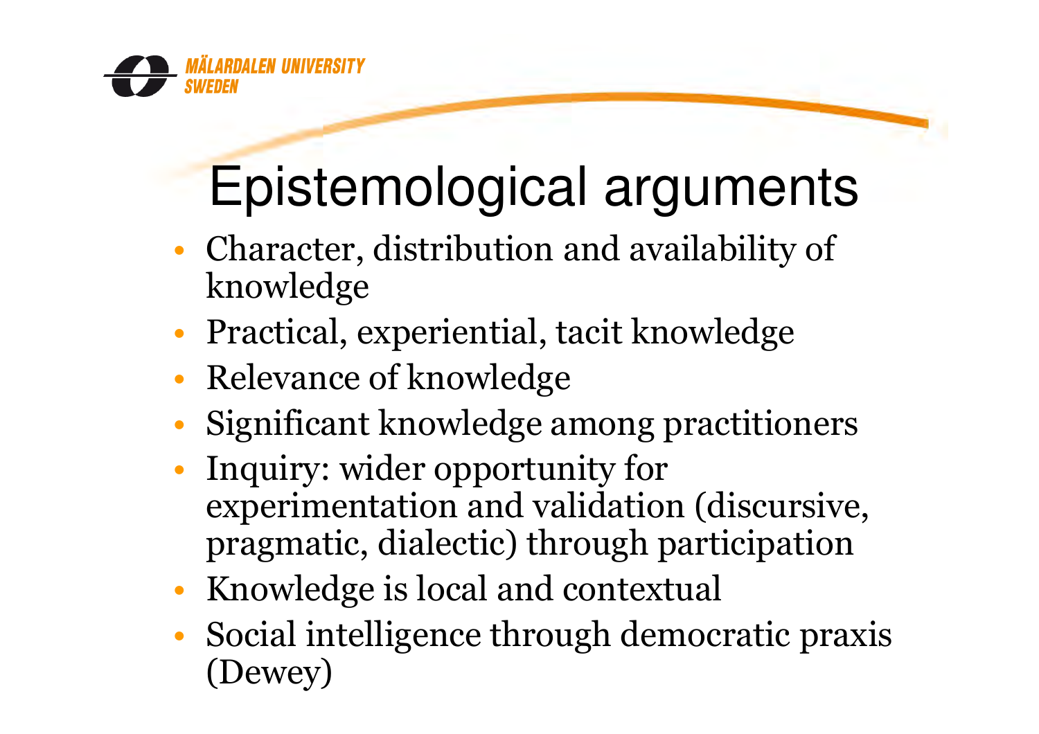# Epistemological arguments

- Character, distribution and availability of knowledge
- Practical, experiential, tacit knowledge
- Relevance of knowledge
- Significant knowledge among practitioners
- Inquiry: wider opportunity for experimentation and validation (discursive, pragmatic, dialectic) through participation
- Knowledge is local and contextual
- Social intelligence through democratic praxis (Dewey)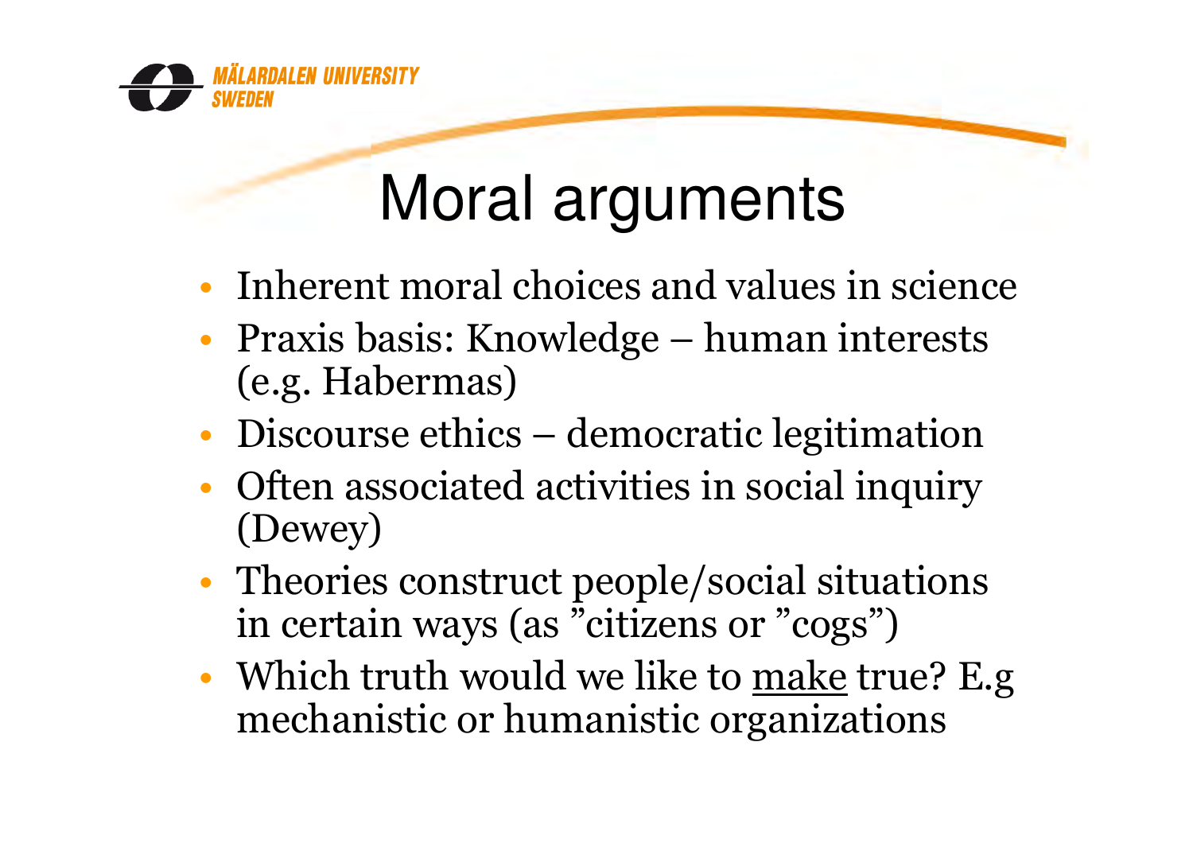# Moral arguments

- Inherent moral choices and values in science
- Praxis basis: Knowledge – human interests (e.g. Habermas)
- Discourse ethics – democratic legitimation
- Often associated activities in social inquiry (Dewey)
- Theories construct people/social situations in certain ways (as ”citizens or ”cogs”)
- Which truth would we like to <u>make</u> true? E.g mechanistic or humanistic organizations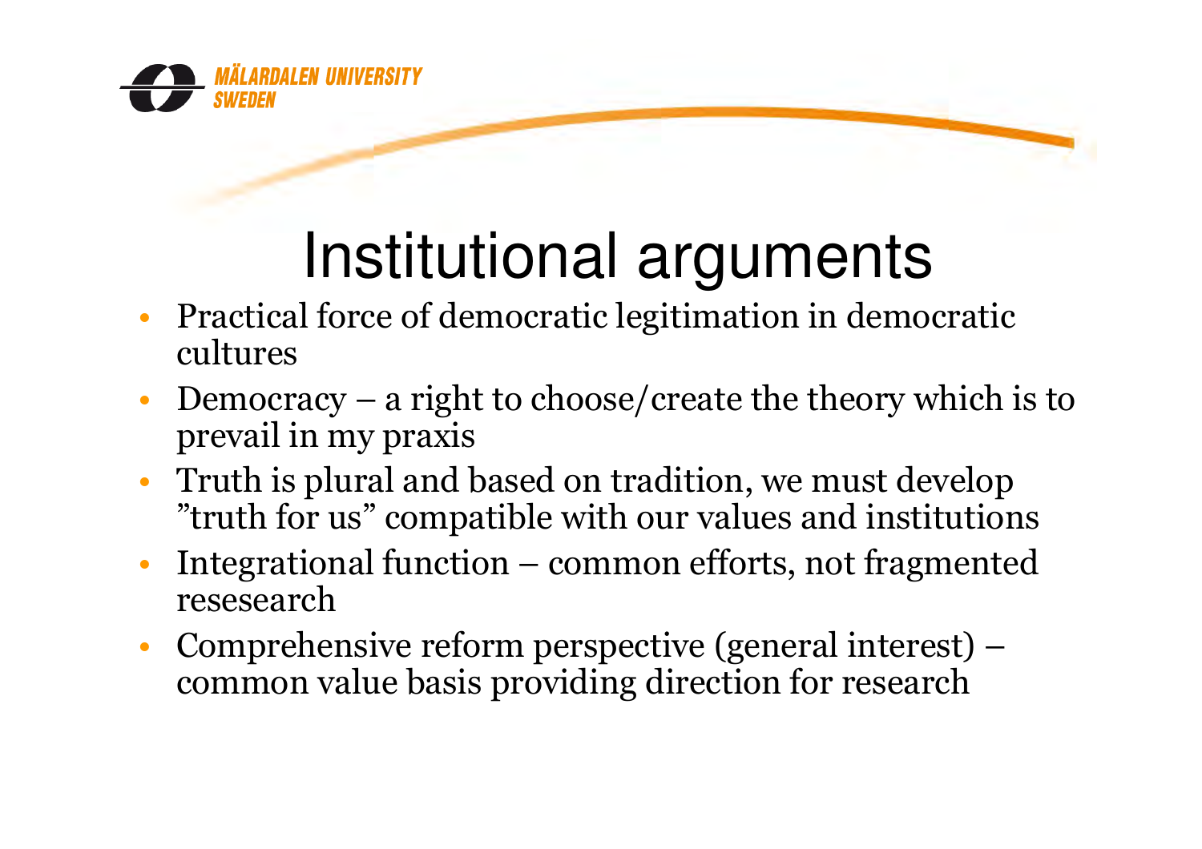# Institutional arguments

- Practical force of democratic legitimation in democratic cultures
- Democracy – a right to choose/create the theory which is to prevail in my praxis
- Truth is plural and based on tradition, we must develop ”truth for us” compatible with our values and institutions
- Integrational function – common efforts, not fragmented resesearch
- Comprehensive reform perspective (general interest) – common value basis providing direction for research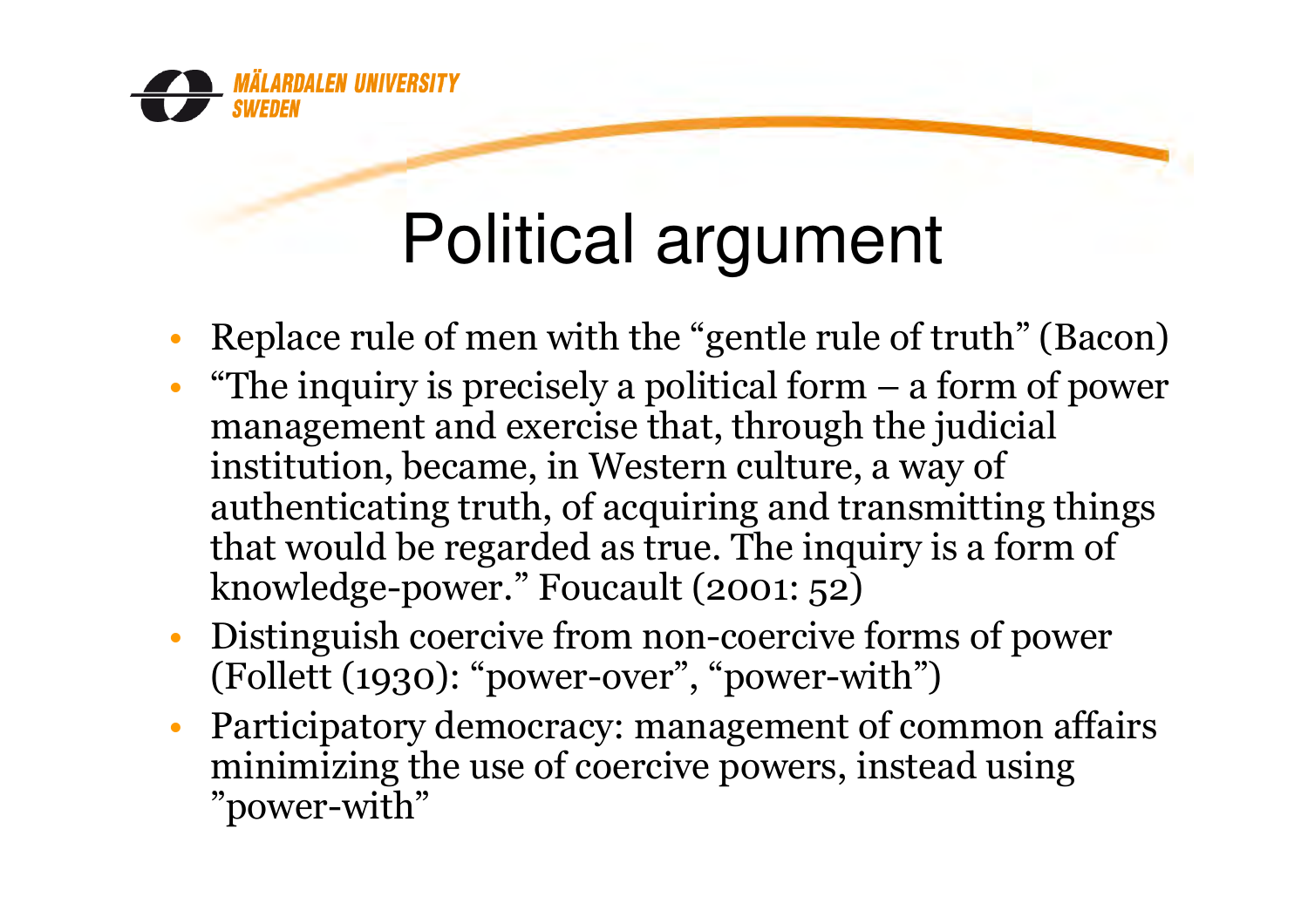# Political argument

- Replace rule of men with the "gentle rule of truth" (Bacon)
- "The inquiry is precisely a political form – a form of power management and exercise that, through the judicial institution, became, in Western culture, a way of authenticating truth, of acquiring and transmitting things that would be regarded as true. The inquiry is a form of knowledge-power." Foucault (2001: 52)
- Distinguish coercive from non-coercive forms of power (Follett (1930): "power-over", "power-with")
- Participatory democracy: management of common affairs minimizing the use of coercive powers, instead using "power-with"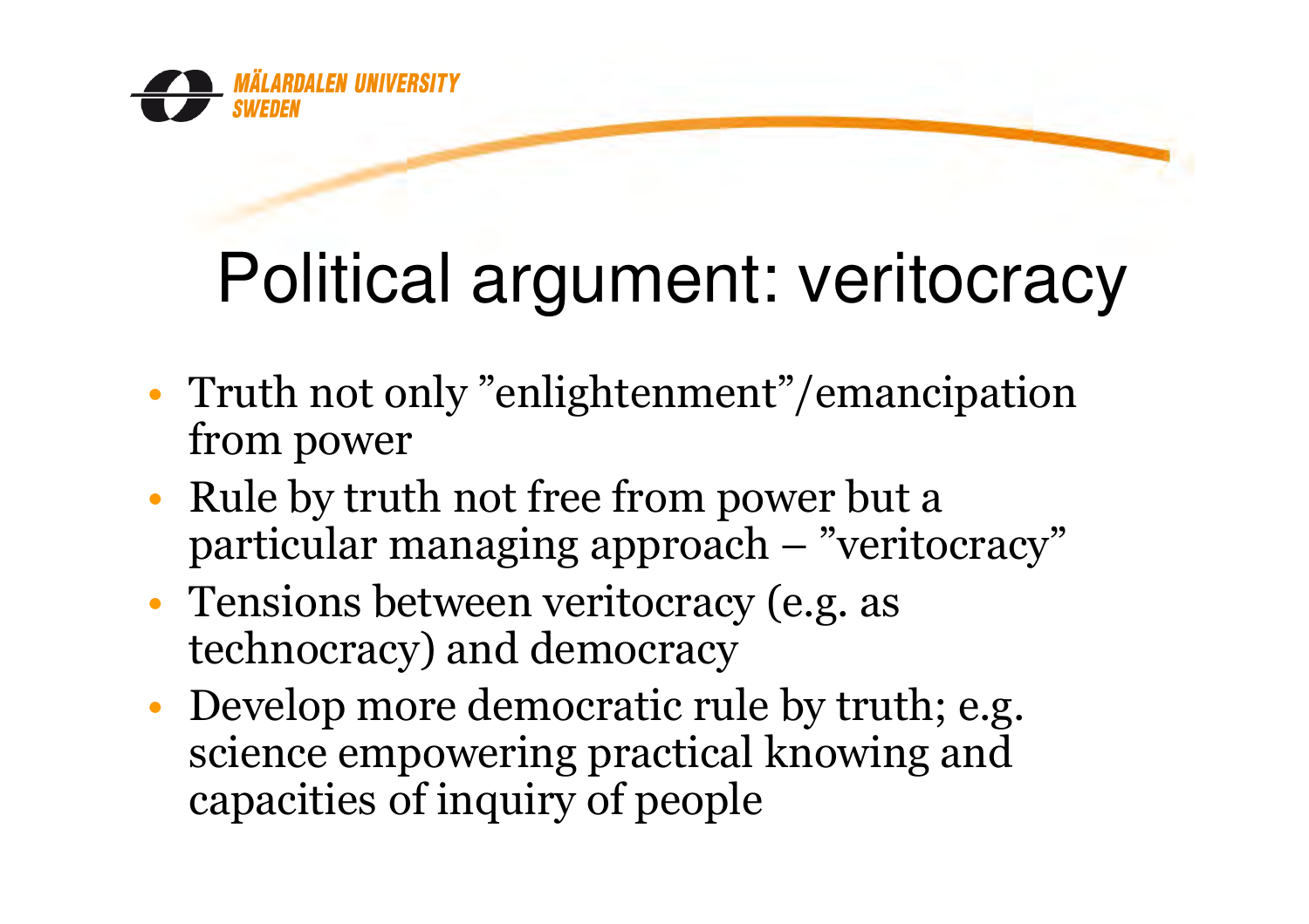# Political argument: veritocracy

- Truth not only ”enlightenment”/emancipation from power
- Rule by truth not free from power but a particular managing approach – ”veritocracy”
- Tensions between veritocracy (e.g. as technocracy) and democracy
- Develop more democratic rule by truth; e.g. science empowering practical knowing and capacities of inquiry of people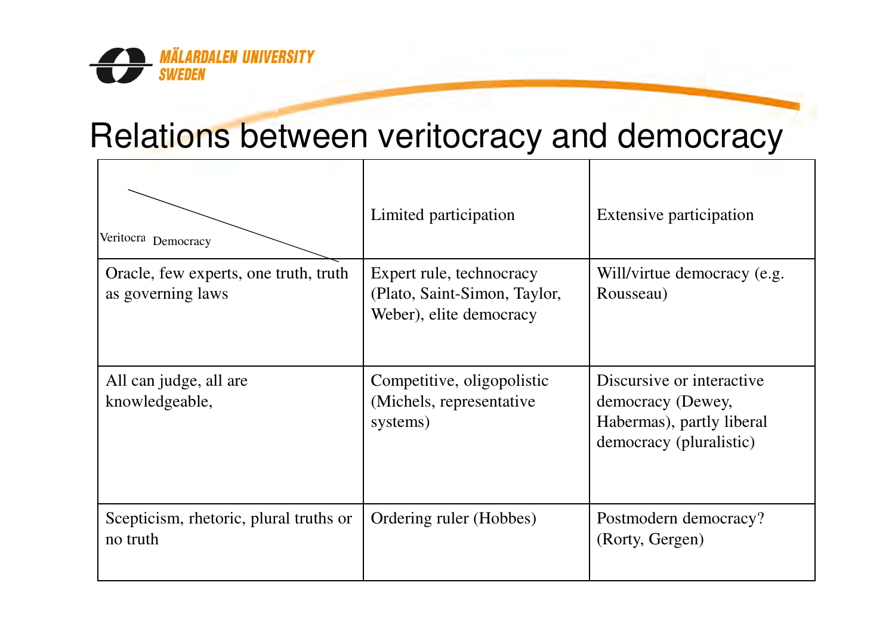# Relations between veritocracy and democracy

| Veritocra / Democracy | Limited participation | Extensive participation |
|---|---|---|
| Oracle, few experts, one truth, truth as governing laws | Expert rule, technocracy (Plato, Saint-Simon, Taylor, Weber), elite democracy | Will/virtue democracy (e.g. Rousseau) |
| All can judge, all are knowledgeable, | Competitive, oligopolistic (Michels, representative systems) | Discursive or interactive democracy (Dewey, Habermas), partly liberal democracy (pluralistic) |
| Scepticism, rhetoric, plural truths or no truth | Ordering ruler (Hobbes) | Postmodern democracy? (Rorty, Gergen) |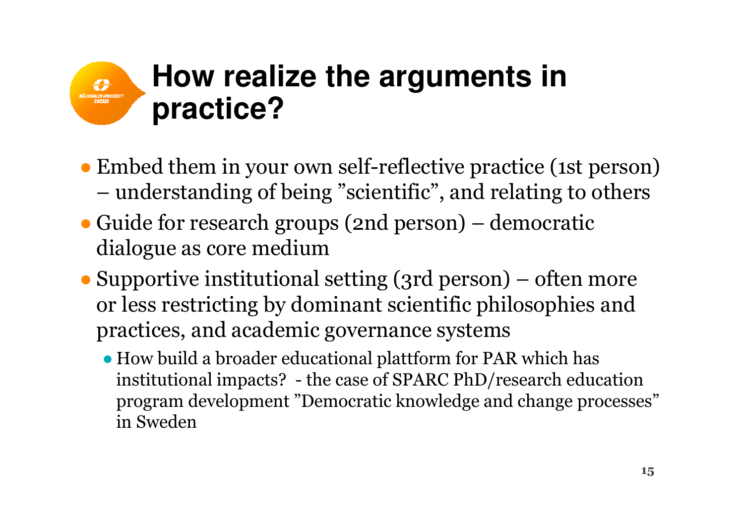# How realize the arguments in practice?

- Embed them in your own self-reflective practice (1st person) – understanding of being ”scientific”, and relating to others
- Guide for research groups (2nd person) – democratic dialogue as core medium
- Supportive institutional setting (3rd person) – often more or less restricting by dominant scientific philosophies and practices, and academic governance systems
  - How build a broader educational plattform for PAR which has institutional impacts? - the case of SPARC PhD/research education program development ”Democratic knowledge and change processes” in Sweden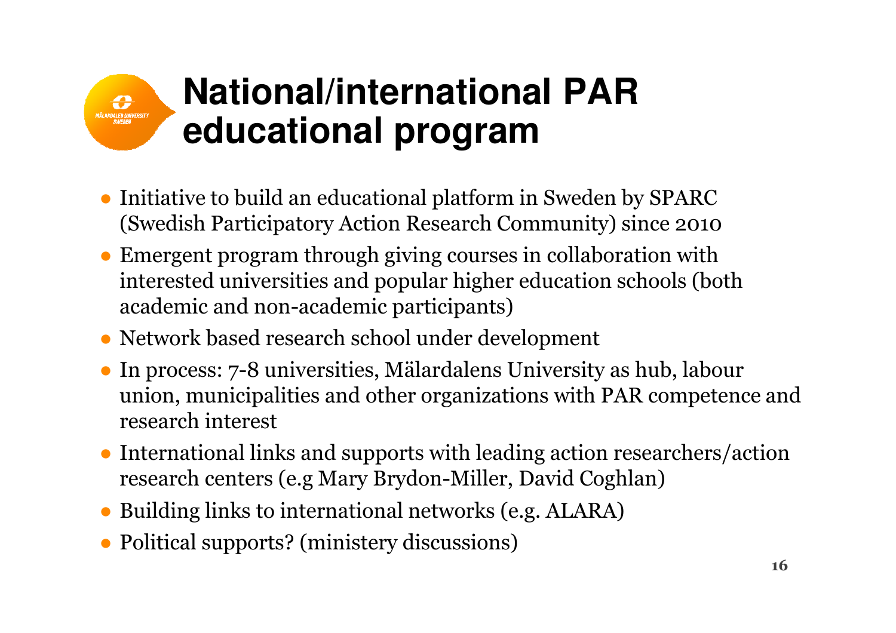# National/international PAR educational program

- Initiative to build an educational platform in Sweden by SPARC (Swedish Participatory Action Research Community) since 2010
- Emergent program through giving courses in collaboration with interested universities and popular higher education schools (both academic and non-academic participants)
- Network based research school under development
- In process: 7-8 universities, Mälardalens University as hub, labour union, municipalities and other organizations with PAR competence and research interest
- International links and supports with leading action researchers/action research centers (e.g Mary Brydon-Miller, David Coghlan)
- Building links to international networks (e.g. ALARA)
- Political supports? (ministery discussions)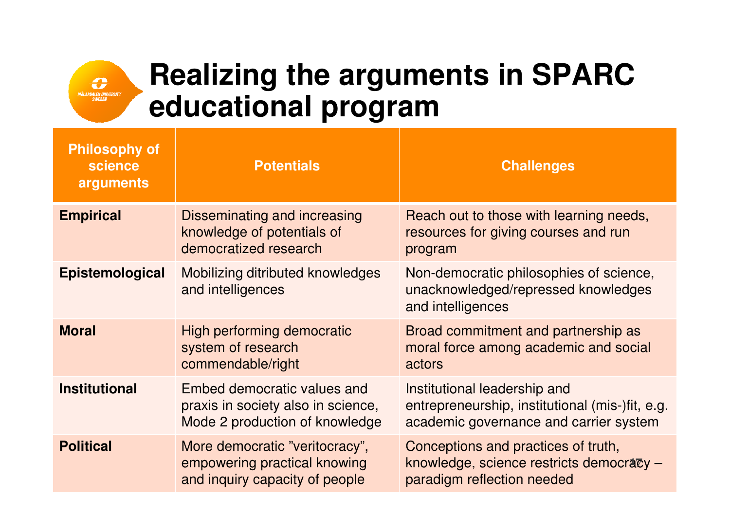# Realizing the arguments in SPARC educational program

| Philosophy of science arguments | Potentials | Challenges |
|---|---|---|
| **Empirical** | Disseminating and increasing knowledge of potentials of democratized research | Reach out to those with learning needs, resources for giving courses and run program |
| **Epistemological** | Mobilizing ditributed knowledges and intelligences | Non-democratic philosophies of science, unacknowledged/repressed knowledges and intelligences |
| **Moral** | High performing democratic system of research commendable/right | Broad commitment and partnership as moral force among academic and social actors |
| **Institutional** | Embed democratic values and praxis in society also in science, Mode 2 production of knowledge | Institutional leadership and entrepreneurship, institutional (mis-)fit, e.g. academic governance and carrier system |
| **Political** | More democratic ”veritocracy”, empowering practical knowing and inquiry capacity of people | Conceptions and practices of truth, knowledge, science restricts democracy – paradigm reflection needed |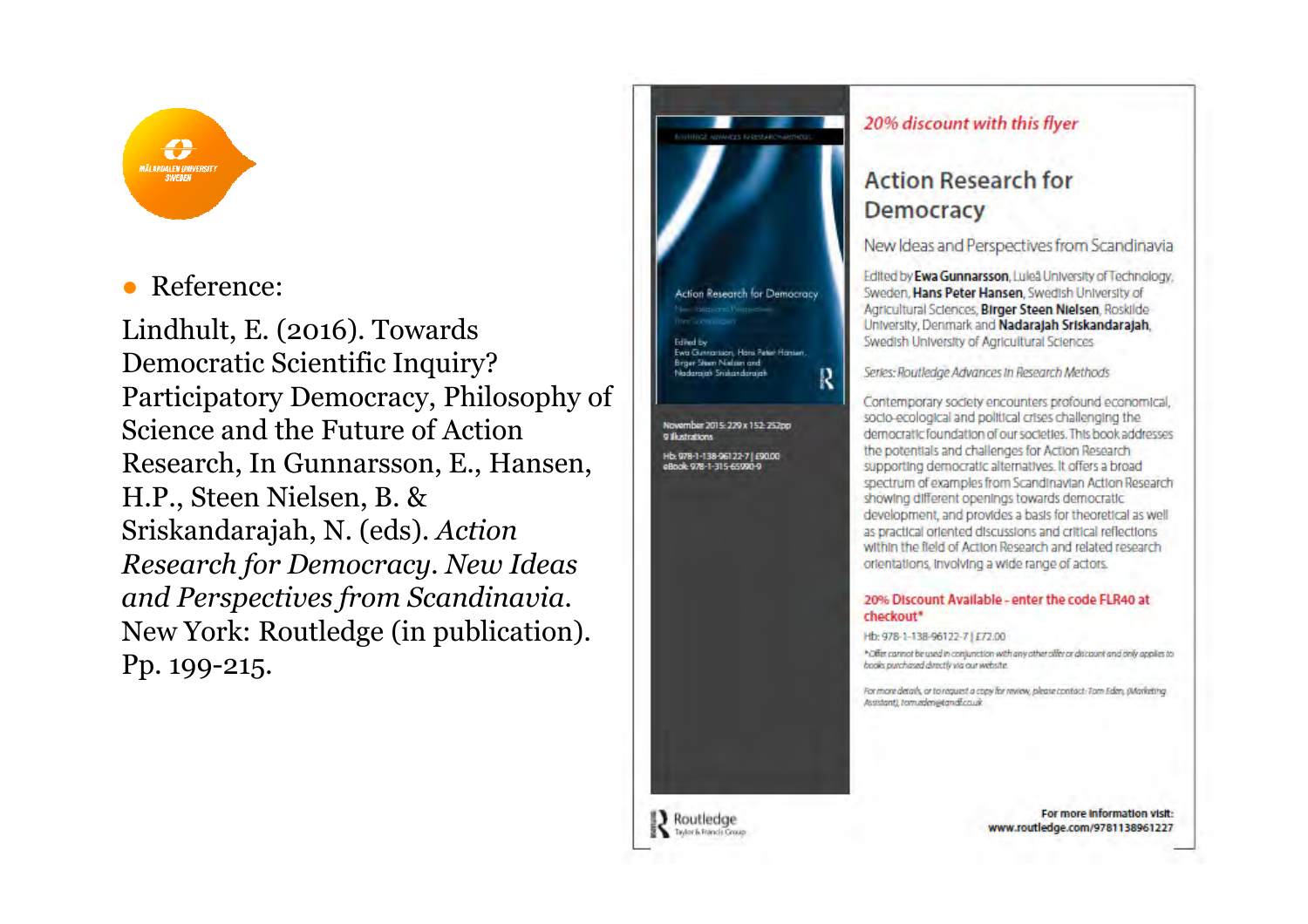- Reference:

Lindhult, E. (2016). Towards Democratic Scientific Inquiry? Participatory Democracy, Philosophy of Science and the Future of Action Research, In Gunnarsson, E., Hansen, H.P., Steen Nielsen, B. & Sriskandarajah, N. (eds). *Action Research for Democracy. New Ideas and Perspectives from Scandinavia*. New York: Routledge (in publication). Pp. 199-215.

*20% discount with this flyer*

## Action Research for Democracy

New Ideas and Perspectives from Scandinavia

Edited by **Ewa Gunnarsson**, Luleå University of Technology, Sweden, **Hans Peter Hansen**, Swedish University of Agricultural Sciences, **Birger Steen Nielsen**, Roskilde University, Denmark and **Nadarajah Sriskandarajah**, Swedish University of Agricultural Sciences

*Series: Routledge Advances in Research Methods*

Contemporary society encounters profound economical, socio-ecological and political crises challenging the democratic foundation of our societies. This book addresses the potentials and challenges for Action Research supporting democratic alternatives. It offers a broad spectrum of examples from Scandinavian Action Research showing different openings towards democratic development, and provides a basis for theoretical as well as practical oriented discussions and critical reflections within the field of Action Research and related research orientations, involving a wide range of actors.

November 2015: 229 x 152: 252pp
9 illustrations

Hb: 978-1-138-96122-7 | £90.00
eBook: 978-1-315-65990-9

**20% Discount Available - enter the code FLR40 at checkout***

Hb: 978-1-138-96122-7 | £72.00

*Offer cannot be used in conjunction with any other offer or discount and only applies to books purchased directly via our website.

*For more details, or to request a copy for review, please contact: Tom Eden, (Marketing Assistant), tom.eden@tandf.co.uk*

Routledge
Taylor & Francis Group

**For more information visit: www.routledge.com/9781138961227**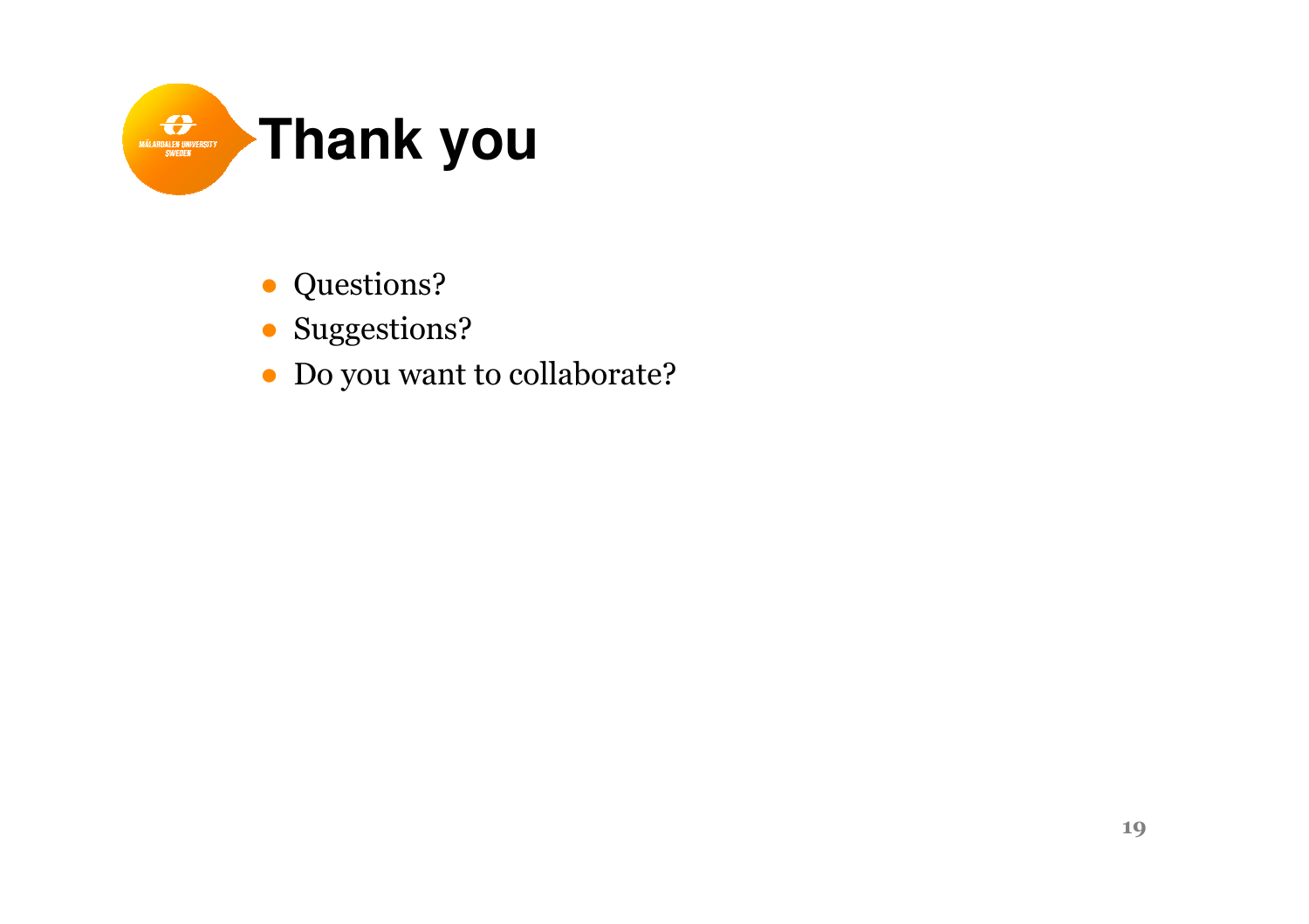# Thank you

- Questions?
- Suggestions?
- Do you want to collaborate?